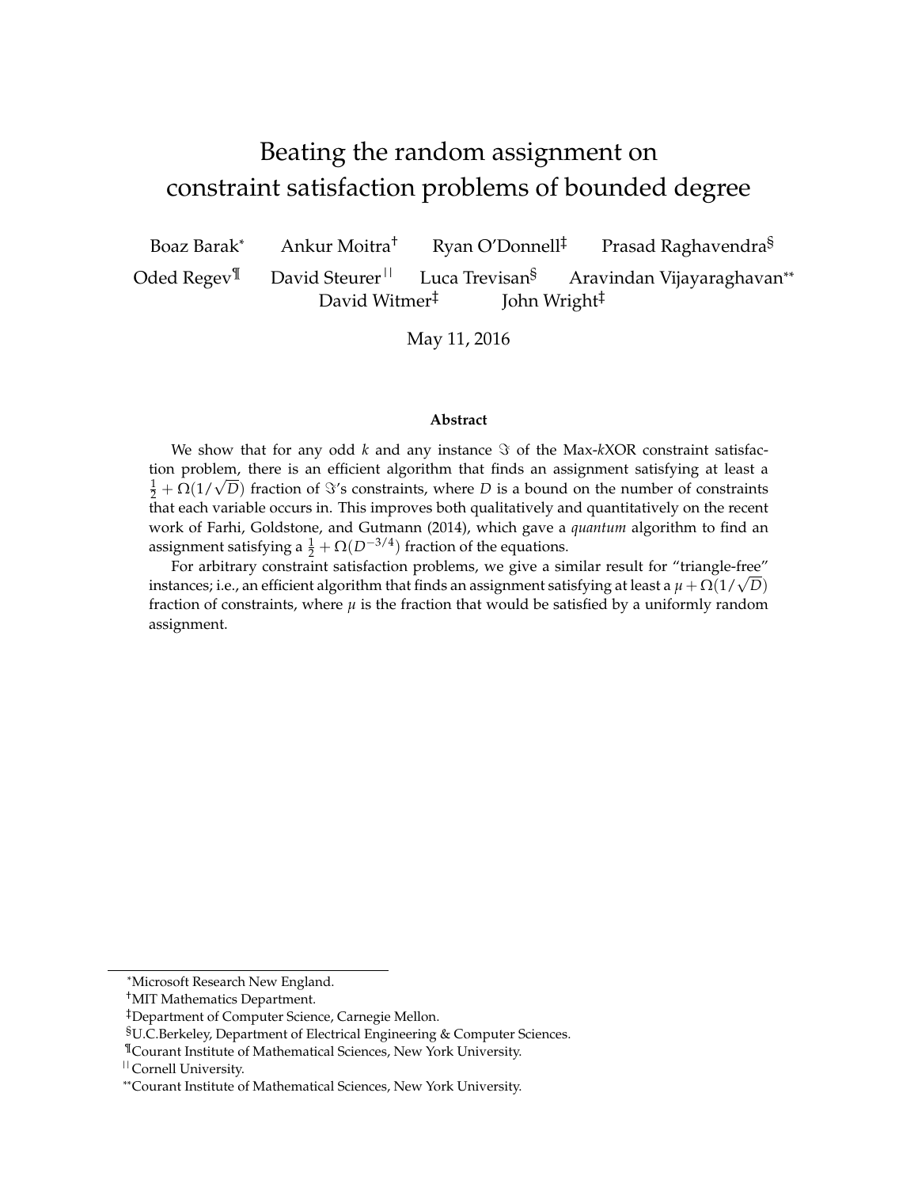# Beating the random assignment on constraint satisfaction problems of bounded degree

Boaz Barak[*] Ankur Moitra[†] Ryan O'Donnell[‡] Prasad Raghavendra[§]
Oded Regev[¶] David Steurer[||] Luca Trevisan[§] Aravindan Vijayaraghavan[**]
David Witmer[‡] John Wright[‡]

May 11, 2016

### Abstract

We show that for any odd $k$ and any instance $\Im$ of the Max-$k$XOR constraint satisfaction problem, there is an efficient algorithm that finds an assignment satisfying at least a $\frac{1}{2} + \Omega(1/\sqrt{D})$ fraction of $\Im$'s constraints, where $D$ is a bound on the number of constraints that each variable occurs in. This improves both qualitatively and quantitatively on the recent work of Farhi, Goldstone, and Gutmann (2014), which gave a *quantum* algorithm to find an assignment satisfying a $\frac{1}{2} + \Omega(D^{-3/4})$ fraction of the equations.

For arbitrary constraint satisfaction problems, we give a similar result for "triangle-free" instances; i.e., an efficient algorithm that finds an assignment satisfying at least a $\mu + \Omega(1/\sqrt{D})$ fraction of constraints, where $\mu$ is the fraction that would be satisfied by a uniformly random assignment.

---

[*] Microsoft Research New England.
[†] MIT Mathematics Department.
[‡] Department of Computer Science, Carnegie Mellon.
[§] U.C.Berkeley, Department of Electrical Engineering & Computer Sciences.
[¶] Courant Institute of Mathematical Sciences, New York University.
[||] Cornell University.
[**] Courant Institute of Mathematical Sciences, New York University.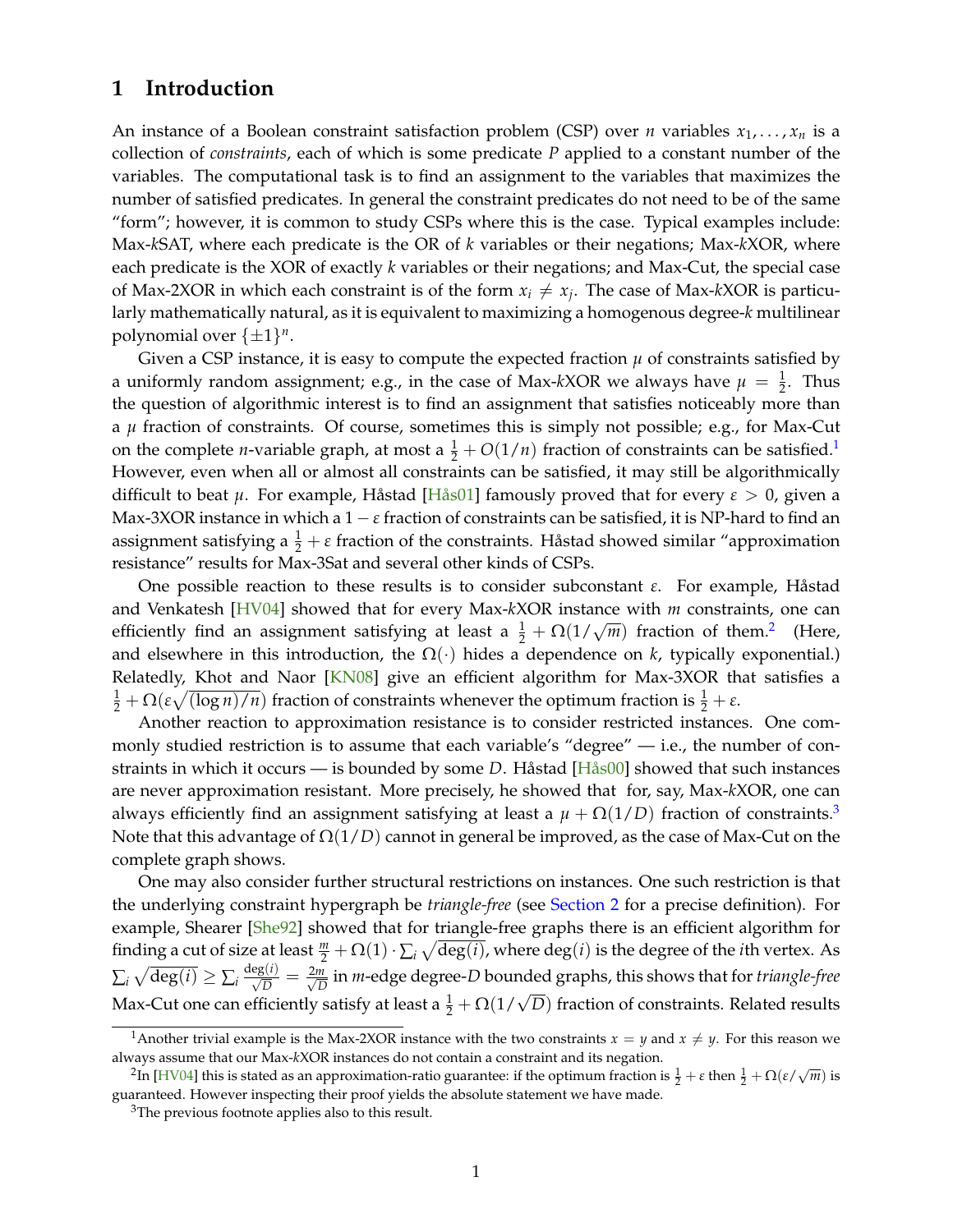# 1 Introduction

An instance of a Boolean constraint satisfaction problem (CSP) over $n$ variables $x_1, \ldots, x_n$ is a collection of *constraints*, each of which is some predicate $P$ applied to a constant number of the variables. The computational task is to find an assignment to the variables that maximizes the number of satisfied predicates. In general the constraint predicates do not need to be of the same "form"; however, it is common to study CSPs where this is the case. Typical examples include: Max-$k$SAT, where each predicate is the OR of $k$ variables or their negations; Max-$k$XOR, where each predicate is the XOR of exactly $k$ variables or their negations; and Max-Cut, the special case of Max-2XOR in which each constraint is of the form $x_i \neq x_j$. The case of Max-$k$XOR is particularly mathematically natural, as it is equivalent to maximizing a homogenous degree-$k$ multilinear polynomial over $\{\pm 1\}^n$.

Given a CSP instance, it is easy to compute the expected fraction $\mu$ of constraints satisfied by a uniformly random assignment; e.g., in the case of Max-$k$XOR we always have $\mu = \frac{1}{2}$. Thus the question of algorithmic interest is to find an assignment that satisfies noticeably more than a $\mu$ fraction of constraints. Of course, sometimes this is simply not possible; e.g., for Max-Cut on the complete $n$-variable graph, at most a $\frac{1}{2} + O(1/n)$ fraction of constraints can be satisfied.[1] However, even when all or almost all constraints can be satisfied, it may still be algorithmically difficult to beat $\mu$. For example, Håstad [Hås01] famously proved that for every $\varepsilon > 0$, given a Max-3XOR instance in which a $1 - \varepsilon$ fraction of constraints can be satisfied, it is NP-hard to find an assignment satisfying a $\frac{1}{2} + \varepsilon$ fraction of the constraints. Håstad showed similar "approximation resistance" results for Max-3Sat and several other kinds of CSPs.

One possible reaction to these results is to consider subconstant $\varepsilon$. For example, Håstad and Venkatesh [HV04] showed that for every Max-$k$XOR instance with $m$ constraints, one can efficiently find an assignment satisfying at least a $\frac{1}{2} + \Omega(1/\sqrt{m})$ fraction of them.[2] (Here, and elsewhere in this introduction, the $\Omega(\cdot)$ hides a dependence on $k$, typically exponential.) Relatedly, Khot and Naor [KN08] give an efficient algorithm for Max-3XOR that satisfies a $\frac{1}{2} + \Omega(\varepsilon\sqrt{(\log n)/n})$ fraction of constraints whenever the optimum fraction is $\frac{1}{2} + \varepsilon$.

Another reaction to approximation resistance is to consider restricted instances. One commonly studied restriction is to assume that each variable's "degree" — i.e., the number of constraints in which it occurs — is bounded by some $D$. Håstad [Hås00] showed that such instances are never approximation resistant. More precisely, he showed that for, say, Max-$k$XOR, one can always efficiently find an assignment satisfying at least a $\mu + \Omega(1/D)$ fraction of constraints.[3] Note that this advantage of $\Omega(1/D)$ cannot in general be improved, as the case of Max-Cut on the complete graph shows.

One may also consider further structural restrictions on instances. One such restriction is that the underlying constraint hypergraph be *triangle-free* (see Section 2 for a precise definition). For example, Shearer [She92] showed that for triangle-free graphs there is an efficient algorithm for finding a cut of size at least $\frac{m}{2} + \Omega(1) \cdot \sum_i \sqrt{\deg(i)}$, where $\deg(i)$ is the degree of the $i$th vertex. As $\sum_i \sqrt{\deg(i)} \geq \sum_i \frac{\deg(i)}{\sqrt{D}} = \frac{2m}{\sqrt{D}}$ in $m$-edge degree-$D$ bounded graphs, this shows that for *triangle-free* Max-Cut one can efficiently satisfy at least a $\frac{1}{2} + \Omega(1/\sqrt{D})$ fraction of constraints. Related results

[1] Another trivial example is the Max-2XOR instance with the two constraints $x = y$ and $x \neq y$. For this reason we always assume that our Max-$k$XOR instances do not contain a constraint and its negation.

[2] In [HV04] this is stated as an approximation-ratio guarantee: if the optimum fraction is $\frac{1}{2} + \varepsilon$ then $\frac{1}{2} + \Omega(\varepsilon/\sqrt{m})$ is guaranteed. However inspecting their proof yields the absolute statement we have made.

[3] The previous footnote applies also to this result.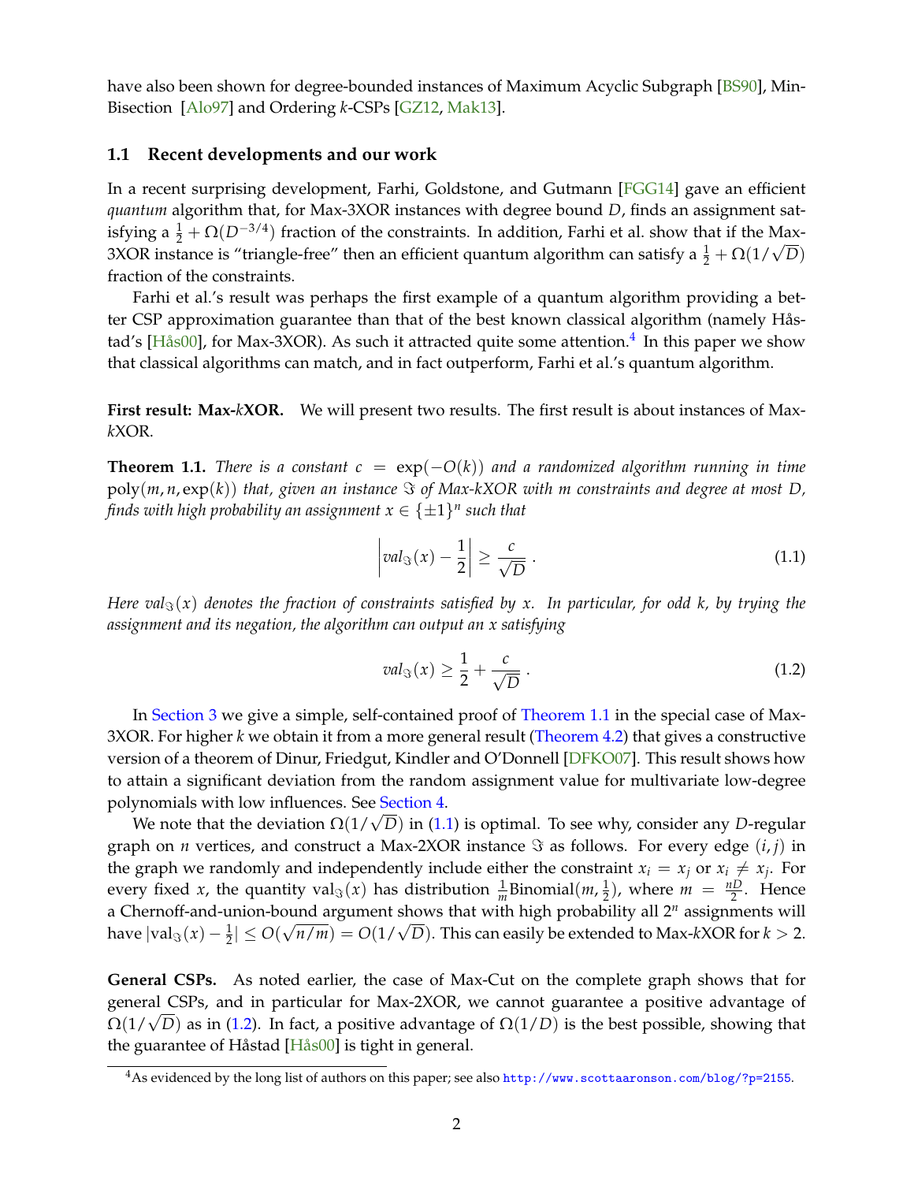have also been shown for degree-bounded instances of Maximum Acyclic Subgraph [BS90], Min-Bisection [Alo97] and Ordering $k$-CSPs [GZ12, Mak13].

### 1.1 Recent developments and our work

In a recent surprising development, Farhi, Goldstone, and Gutmann [FGG14] gave an efficient *quantum* algorithm that, for Max-3XOR instances with degree bound $D$, finds an assignment satisfying a $\frac{1}{2} + \Omega(D^{-3/4})$ fraction of the constraints. In addition, Farhi et al. show that if the Max-3XOR instance is "triangle-free" then an efficient quantum algorithm can satisfy a $\frac{1}{2} + \Omega(1/\sqrt{D})$ fraction of the constraints.

Farhi et al.'s result was perhaps the first example of a quantum algorithm providing a better CSP approximation guarantee than that of the best known classical algorithm (namely Håstad's [Hås00], for Max-3XOR). As such it attracted quite some attention.[4] In this paper we show that classical algorithms can match, and in fact outperform, Farhi et al.'s quantum algorithm.

**First result: Max-$k$XOR.** We will present two results. The first result is about instances of Max-$k$XOR.

**Theorem 1.1.** *There is a constant $c = \exp(-O(k))$ and a randomized algorithm running in time $\mathrm{poly}(m, n, \exp(k))$ that, given an instance $\Im$ of Max-kXOR with $m$ constraints and degree at most $D$, finds with high probability an assignment $x \in \{\pm 1\}^n$ such that*

$$\left| val_{\Im}(x) - \frac{1}{2} \right| \geq \frac{c}{\sqrt{D}} \,. \tag{1.1}$$

*Here $val_{\Im}(x)$ denotes the fraction of constraints satisfied by $x$. In particular, for odd $k$, by trying the assignment and its negation, the algorithm can output an $x$ satisfying*

$$val_{\Im}(x) \geq \frac{1}{2} + \frac{c}{\sqrt{D}} \,. \tag{1.2}$$

In Section 3 we give a simple, self-contained proof of Theorem 1.1 in the special case of Max-3XOR. For higher $k$ we obtain it from a more general result (Theorem 4.2) that gives a constructive version of a theorem of Dinur, Friedgut, Kindler and O'Donnell [DFKO07]. This result shows how to attain a significant deviation from the random assignment value for multivariate low-degree polynomials with low influences. See Section 4.

We note that the deviation $\Omega(1/\sqrt{D})$ in (1.1) is optimal. To see why, consider any $D$-regular graph on $n$ vertices, and construct a Max-2XOR instance $\Im$ as follows. For every edge $(i, j)$ in the graph we randomly and independently include either the constraint $x_i = x_j$ or $x_i \neq x_j$. For every fixed $x$, the quantity $\mathrm{val}_{\Im}(x)$ has distribution $\frac{1}{m}\mathrm{Binomial}(m, \frac{1}{2})$, where $m = \frac{nD}{2}$. Hence a Chernoff-and-union-bound argument shows that with high probability all $2^n$ assignments will have $|\mathrm{val}_{\Im}(x) - \frac{1}{2}| \leq O(\sqrt{n/m}) = O(1/\sqrt{D})$. This can easily be extended to Max-$k$XOR for $k > 2$.

**General CSPs.** As noted earlier, the case of Max-Cut on the complete graph shows that for general CSPs, and in particular for Max-2XOR, we cannot guarantee a positive advantage of $\Omega(1/\sqrt{D})$ as in (1.2). In fact, a positive advantage of $\Omega(1/D)$ is the best possible, showing that the guarantee of Håstad [Hås00] is tight in general.

---

[4] As evidenced by the long list of authors on this paper; see also http://www.scottaaronson.com/blog/?p=2155.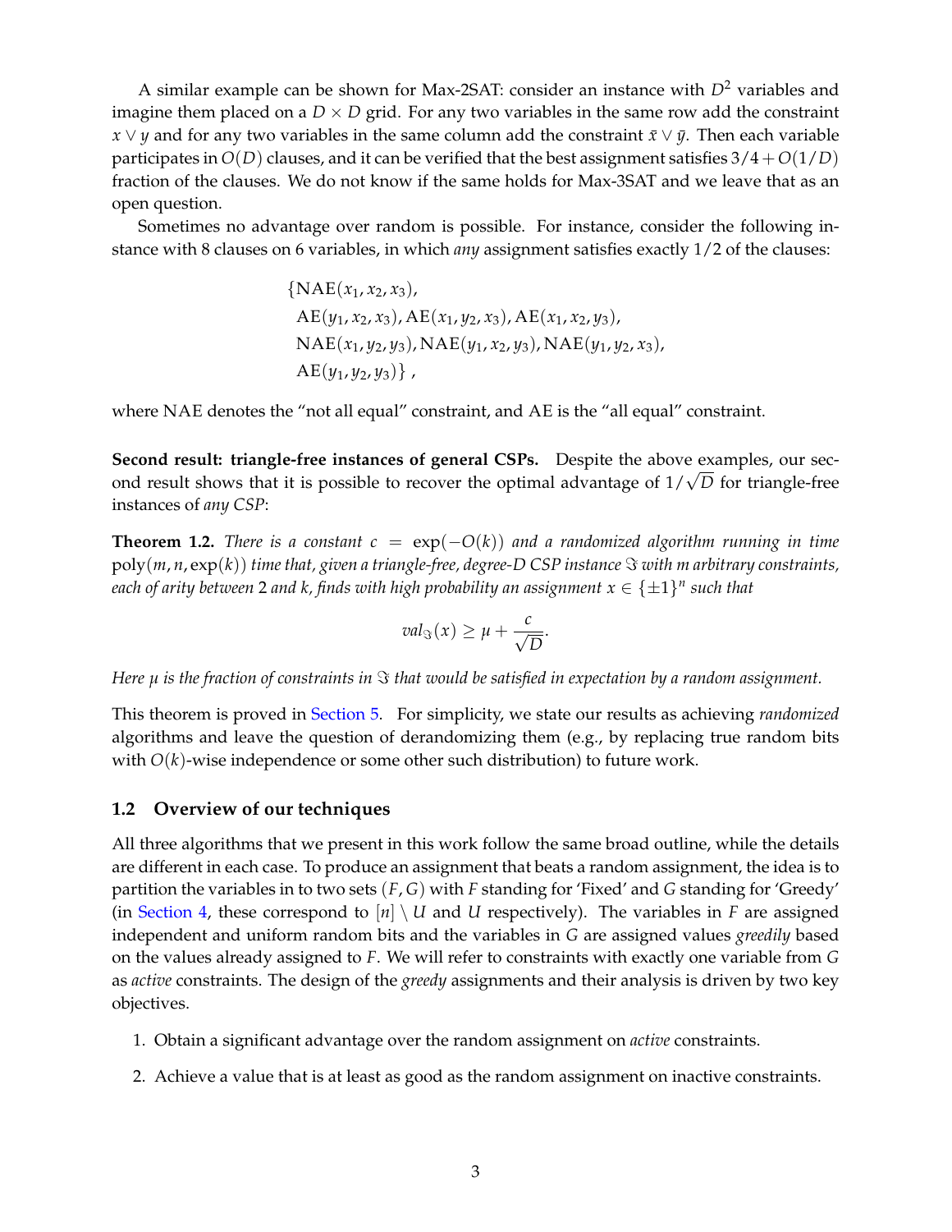A similar example can be shown for Max-2SAT: consider an instance with $D^2$ variables and imagine them placed on a $D \times D$ grid. For any two variables in the same row add the constraint $x \vee y$ and for any two variables in the same column add the constraint $\bar{x} \vee \bar{y}$. Then each variable participates in $O(D)$ clauses, and it can be verified that the best assignment satisfies $3/4 + O(1/D)$ fraction of the clauses. We do not know if the same holds for Max-3SAT and we leave that as an open question.

Sometimes no advantage over random is possible. For instance, consider the following instance with 8 clauses on 6 variables, in which *any* assignment satisfies exactly $1/2$ of the clauses:

$$\begin{aligned}
\{&\mathrm{NAE}(x_1, x_2, x_3), \\
&\mathrm{AE}(y_1, x_2, x_3), \mathrm{AE}(x_1, y_2, x_3), \mathrm{AE}(x_1, x_2, y_3), \\
&\mathrm{NAE}(x_1, y_2, y_3), \mathrm{NAE}(y_1, x_2, y_3), \mathrm{NAE}(y_1, y_2, x_3), \\
&\mathrm{AE}(y_1, y_2, y_3)\}\ ,
\end{aligned}$$

where NAE denotes the "not all equal" constraint, and AE is the "all equal" constraint.

**Second result: triangle-free instances of general CSPs.** Despite the above examples, our second result shows that it is possible to recover the optimal advantage of $1/\sqrt{D}$ for triangle-free instances of *any CSP*:

**Theorem 1.2.** *There is a constant $c = \exp(-O(k))$ and a randomized algorithm running in time $\mathrm{poly}(m, n, \exp(k))$ time that, given a triangle-free, degree-$D$ CSP instance $\Im$ with $m$ arbitrary constraints, each of arity between 2 and $k$, finds with high probability an assignment $x \in \{\pm 1\}^n$ such that*

$$val_{\Im}(x) \geq \mu + \frac{c}{\sqrt{D}}.$$

*Here $\mu$ is the fraction of constraints in $\Im$ that would be satisfied in expectation by a random assignment.*

This theorem is proved in Section 5. For simplicity, we state our results as achieving *randomized* algorithms and leave the question of derandomizing them (e.g., by replacing true random bits with $O(k)$-wise independence or some other such distribution) to future work.

## 1.2 Overview of our techniques

All three algorithms that we present in this work follow the same broad outline, while the details are different in each case. To produce an assignment that beats a random assignment, the idea is to partition the variables in to two sets $(F, G)$ with $F$ standing for 'Fixed' and $G$ standing for 'Greedy' (in Section 4, these correspond to $[n] \setminus U$ and $U$ respectively). The variables in $F$ are assigned independent and uniform random bits and the variables in $G$ are assigned values *greedily* based on the values already assigned to $F$. We will refer to constraints with exactly one variable from $G$ as *active* constraints. The design of the *greedy* assignments and their analysis is driven by two key objectives.

1. Obtain a significant advantage over the random assignment on *active* constraints.
2. Achieve a value that is at least as good as the random assignment on inactive constraints.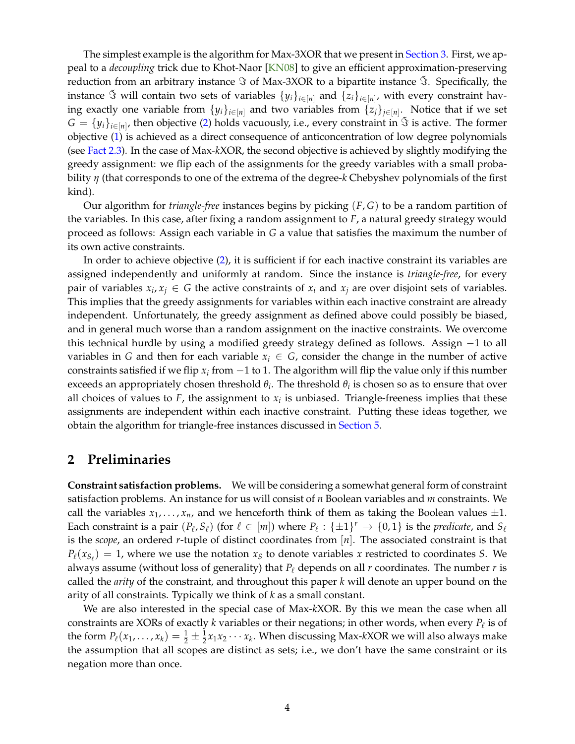The simplest example is the algorithm for Max-3XOR that we present in Section 3. First, we appeal to a *decoupling* trick due to Khot-Naor [KN08] to give an efficient approximation-preserving reduction from an arbitrary instance $\Im$ of Max-3XOR to a bipartite instance $\tilde{\Im}$. Specifically, the instance $\tilde{\Im}$ will contain two sets of variables $\{y_i\}_{i\in[n]}$ and $\{z_i\}_{i\in[n]}$, with every constraint having exactly one variable from $\{y_i\}_{i\in[n]}$ and two variables from $\{z_j\}_{j\in[n]}$. Notice that if we set $G = \{y_i\}_{i\in[n]}$, then objective (2) holds vacuously, i.e., every constraint in $\tilde{\Im}$ is active. The former objective (1) is achieved as a direct consequence of anticoncentration of low degree polynomials (see Fact 2.3). In the case of Max-$k$XOR, the second objective is achieved by slightly modifying the greedy assignment: we flip each of the assignments for the greedy variables with a small probability $\eta$ (that corresponds to one of the extrema of the degree-$k$ Chebyshev polynomials of the first kind).

Our algorithm for *triangle-free* instances begins by picking $(F, G)$ to be a random partition of the variables. In this case, after fixing a random assignment to $F$, a natural greedy strategy would proceed as follows: Assign each variable in $G$ a value that satisfies the maximum the number of its own active constraints.

In order to achieve objective (2), it is sufficient if for each inactive constraint its variables are assigned independently and uniformly at random. Since the instance is *triangle-free*, for every pair of variables $x_i, x_j \in G$ the active constraints of $x_i$ and $x_j$ are over disjoint sets of variables. This implies that the greedy assignments for variables within each inactive constraint are already independent. Unfortunately, the greedy assignment as defined above could possibly be biased, and in general much worse than a random assignment on the inactive constraints. We overcome this technical hurdle by using a modified greedy strategy defined as follows. Assign $-1$ to all variables in $G$ and then for each variable $x_i \in G$, consider the change in the number of active constraints satisfied if we flip $x_i$ from $-1$ to 1. The algorithm will flip the value only if this number exceeds an appropriately chosen threshold $\theta_i$. The threshold $\theta_i$ is chosen so as to ensure that over all choices of values to $F$, the assignment to $x_i$ is unbiased. Triangle-freeness implies that these assignments are independent within each inactive constraint. Putting these ideas together, we obtain the algorithm for triangle-free instances discussed in Section 5.

## 2 Preliminaries

**Constraint satisfaction problems.** We will be considering a somewhat general form of constraint satisfaction problems. An instance for us will consist of $n$ Boolean variables and $m$ constraints. We call the variables $x_1, \dots, x_n$, and we henceforth think of them as taking the Boolean values $\pm 1$. Each constraint is a pair $(P_\ell, S_\ell)$ (for $\ell \in [m]$) where $P_\ell : \{\pm 1\}^r \to \{0, 1\}$ is the *predicate*, and $S_\ell$ is the *scope*, an ordered $r$-tuple of distinct coordinates from $[n]$. The associated constraint is that $P_\ell(x_{S_\ell}) = 1$, where we use the notation $x_S$ to denote variables $x$ restricted to coordinates $S$. We always assume (without loss of generality) that $P_\ell$ depends on all $r$ coordinates. The number $r$ is called the *arity* of the constraint, and throughout this paper $k$ will denote an upper bound on the arity of all constraints. Typically we think of $k$ as a small constant.

We are also interested in the special case of Max-$k$XOR. By this we mean the case when all constraints are XORs of exactly $k$ variables or their negations; in other words, when every $P_\ell$ is of the form $P_\ell(x_1, \dots, x_k) = \frac{1}{2} \pm \frac{1}{2} x_1 x_2 \cdots x_k$. When discussing Max-$k$XOR we will also always make the assumption that all scopes are distinct as sets; i.e., we don't have the same constraint or its negation more than once.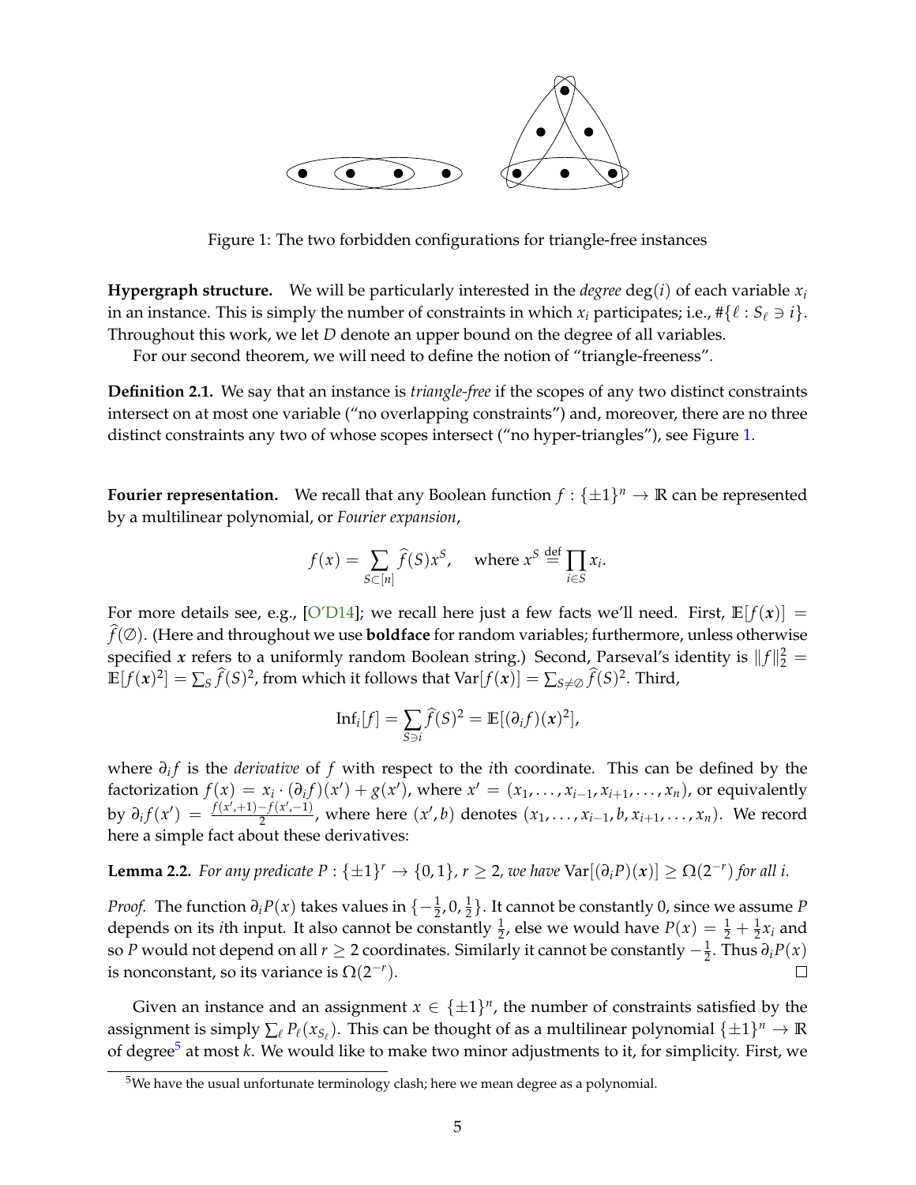Figure 1: The two forbidden configurations for triangle-free instances

**Hypergraph structure.** We will be particularly interested in the *degree* $\deg(i)$ of each variable $x_i$ in an instance. This is simply the number of constraints in which $x_i$ participates; i.e., $\#\{\ell : S_\ell \ni i\}$. Throughout this work, we let $D$ denote an upper bound on the degree of all variables.

For our second theorem, we will need to define the notion of "triangle-freeness".

**Definition 2.1.** We say that an instance is *triangle-free* if the scopes of any two distinct constraints intersect on at most one variable ("no overlapping constraints") and, moreover, there are no three distinct constraints any two of whose scopes intersect ("no hyper-triangles"), see Figure 1.

**Fourier representation.** We recall that any Boolean function $f : \{\pm 1\}^n \to \mathbb{R}$ can be represented by a multilinear polynomial, or *Fourier expansion*,

$$f(x) = \sum_{S \subset [n]} \widehat{f}(S) x^S, \quad \text{where } x^S \stackrel{\text{def}}{=} \prod_{i \in S} x_i.$$

For more details see, e.g., [O'D14]; we recall here just a few facts we'll need. First, $\mathbb{E}[f(\boldsymbol{x})] = \widehat{f}(\emptyset)$. (Here and throughout we use **boldface** for random variables; furthermore, unless otherwise specified $\boldsymbol{x}$ refers to a uniformly random Boolean string.) Second, Parseval's identity is $\|f\|_2^2 = \mathbb{E}[f(\boldsymbol{x})^2] = \sum_S \widehat{f}(S)^2$, from which it follows that $\mathrm{Var}[f(\boldsymbol{x})] = \sum_{S \neq \emptyset} \widehat{f}(S)^2$. Third,

$$\mathrm{Inf}_i[f] = \sum_{S \ni i} \widehat{f}(S)^2 = \mathbb{E}[(\partial_i f)(\boldsymbol{x})^2],$$

where $\partial_i f$ is the *derivative* of $f$ with respect to the $i$th coordinate. This can be defined by the factorization $f(x) = x_i \cdot (\partial_i f)(x') + g(x')$, where $x' = (x_1, \ldots, x_{i-1}, x_{i+1}, \ldots, x_n)$, or equivalently by $\partial_i f(x') = \frac{f(x',+1) - f(x',-1)}{2}$, where here $(x', b)$ denotes $(x_1, \ldots, x_{i-1}, b, x_{i+1}, \ldots, x_n)$. We record here a simple fact about these derivatives:

**Lemma 2.2.** *For any predicate $P : \{\pm 1\}^r \to \{0, 1\}$, $r \geq 2$, we have $\mathrm{Var}[(\partial_i P)(\boldsymbol{x})] \geq \Omega(2^{-r})$ for all $i$.*

*Proof.* The function $\partial_i P(x)$ takes values in $\{-\frac{1}{2}, 0, \frac{1}{2}\}$. It cannot be constantly 0, since we assume $P$ depends on its $i$th input. It also cannot be constantly $\frac{1}{2}$, else we would have $P(x) = \frac{1}{2} + \frac{1}{2}x_i$ and so $P$ would not depend on all $r \geq 2$ coordinates. Similarly it cannot be constantly $-\frac{1}{2}$. Thus $\partial_i P(x)$ is nonconstant, so its variance is $\Omega(2^{-r})$. □

Given an instance and an assignment $x \in \{\pm 1\}^n$, the number of constraints satisfied by the assignment is simply $\sum_\ell P_\ell(x_{S_\ell})$. This can be thought of as a multilinear polynomial $\{\pm 1\}^n \to \mathbb{R}$ of degree[5] at most $k$. We would like to make two minor adjustments to it, for simplicity. First, we

[5] We have the usual unfortunate terminology clash; here we mean degree as a polynomial.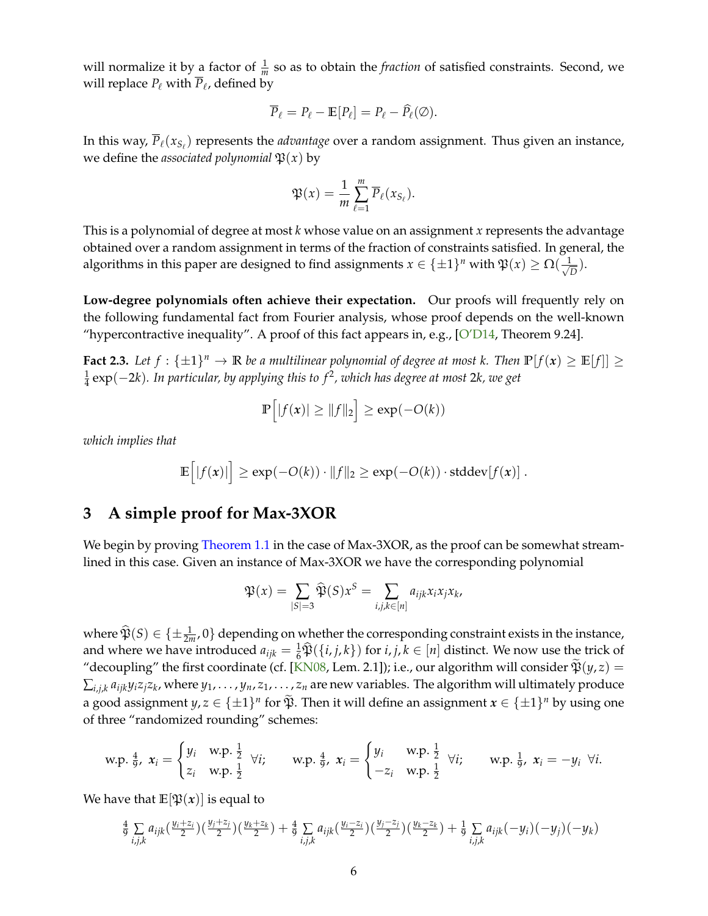will normalize it by a factor of $\frac{1}{m}$ so as to obtain the *fraction* of satisfied constraints. Second, we will replace $P_\ell$ with $\overline{P}_\ell$, defined by

$$\overline{P}_\ell = P_\ell - \mathbb{E}[P_\ell] = P_\ell - \widehat{P}_\ell(\emptyset).$$

In this way, $\overline{P}_\ell(x_{S_\ell})$ represents the *advantage* over a random assignment. Thus given an instance, we define the *associated polynomial* $\mathfrak{P}(x)$ by

$$\mathfrak{P}(x) = \frac{1}{m}\sum_{\ell=1}^{m} \overline{P}_\ell(x_{S_\ell}).$$

This is a polynomial of degree at most $k$ whose value on an assignment $x$ represents the advantage obtained over a random assignment in terms of the fraction of constraints satisfied. In general, the algorithms in this paper are designed to find assignments $x \in \{\pm 1\}^n$ with $\mathfrak{P}(x) \geq \Omega(\frac{1}{\sqrt{D}})$.

**Low-degree polynomials often achieve their expectation.** Our proofs will frequently rely on the following fundamental fact from Fourier analysis, whose proof depends on the well-known "hypercontractive inequality". A proof of this fact appears in, e.g., [O'D14, Theorem 9.24].

**Fact 2.3.** *Let $f : \{\pm 1\}^n \to \mathbb{R}$ be a multilinear polynomial of degree at most $k$. Then $\mathbb{P}[f(\boldsymbol{x}) \geq \mathbb{E}[f]] \geq \frac{1}{4}\exp(-2k)$. In particular, by applying this to $f^2$, which has degree at most $2k$, we get*

$$\mathbb{P}\Big[|f(\boldsymbol{x})| \geq \|f\|_2\Big] \geq \exp(-O(k))$$

*which implies that*

$$\mathbb{E}\Big[|f(\boldsymbol{x})|\Big] \geq \exp(-O(k)) \cdot \|f\|_2 \geq \exp(-O(k)) \cdot \mathrm{stddev}[f(\boldsymbol{x})]\,.$$

## 3 A simple proof for Max-3XOR

We begin by proving Theorem 1.1 in the case of Max-3XOR, as the proof can be somewhat streamlined in this case. Given an instance of Max-3XOR we have the corresponding polynomial

$$\mathfrak{P}(x) = \sum_{|S|=3} \widehat{\mathfrak{P}}(S)x^S = \sum_{i,j,k\in[n]} a_{ijk}x_ix_jx_k,$$

where $\widehat{\mathfrak{P}}(S) \in \{\pm\frac{1}{2m}, 0\}$ depending on whether the corresponding constraint exists in the instance, and where we have introduced $a_{ijk} = \frac{1}{6}\widehat{\mathfrak{P}}(\{i,j,k\})$ for $i,j,k \in [n]$ distinct. We now use the trick of "decoupling" the first coordinate (cf. [KN08, Lem. 2.1]); i.e., our algorithm will consider $\widetilde{\mathfrak{P}}(y,z) = \sum_{i,j,k} a_{ijk}y_iz_jz_k$, where $y_1,\ldots,y_n,z_1,\ldots,z_n$ are new variables. The algorithm will ultimately produce a good assignment $y,z \in \{\pm 1\}^n$ for $\widetilde{\mathfrak{P}}$. Then it will define an assignment $\boldsymbol{x} \in \{\pm 1\}^n$ by using one of three "randomized rounding" schemes:

$$\text{w.p. } \tfrac{4}{9},\ \boldsymbol{x}_i = \begin{cases} y_i & \text{w.p. } \frac{1}{2} \\ z_i & \text{w.p. } \frac{1}{2}\end{cases}\ \forall i; \qquad \text{w.p. } \tfrac{4}{9},\ \boldsymbol{x}_i = \begin{cases} y_i & \text{w.p. } \frac{1}{2} \\ -z_i & \text{w.p. } \frac{1}{2}\end{cases}\ \forall i; \qquad \text{w.p. } \tfrac{1}{9},\ \boldsymbol{x}_i = -y_i\ \ \forall i.$$

We have that $\mathbb{E}[\mathfrak{P}(\boldsymbol{x})]$ is equal to

$$\tfrac{4}{9}\sum_{i,j,k} a_{ijk}\big(\tfrac{y_i+z_i}{2}\big)\big(\tfrac{y_j+z_j}{2}\big)\big(\tfrac{y_k+z_k}{2}\big) + \tfrac{4}{9}\sum_{i,j,k} a_{ijk}\big(\tfrac{y_i-z_i}{2}\big)\big(\tfrac{y_j-z_j}{2}\big)\big(\tfrac{y_k-z_k}{2}\big) + \tfrac{1}{9}\sum_{i,j,k} a_{ijk}(-y_i)(-y_j)(-y_k)$$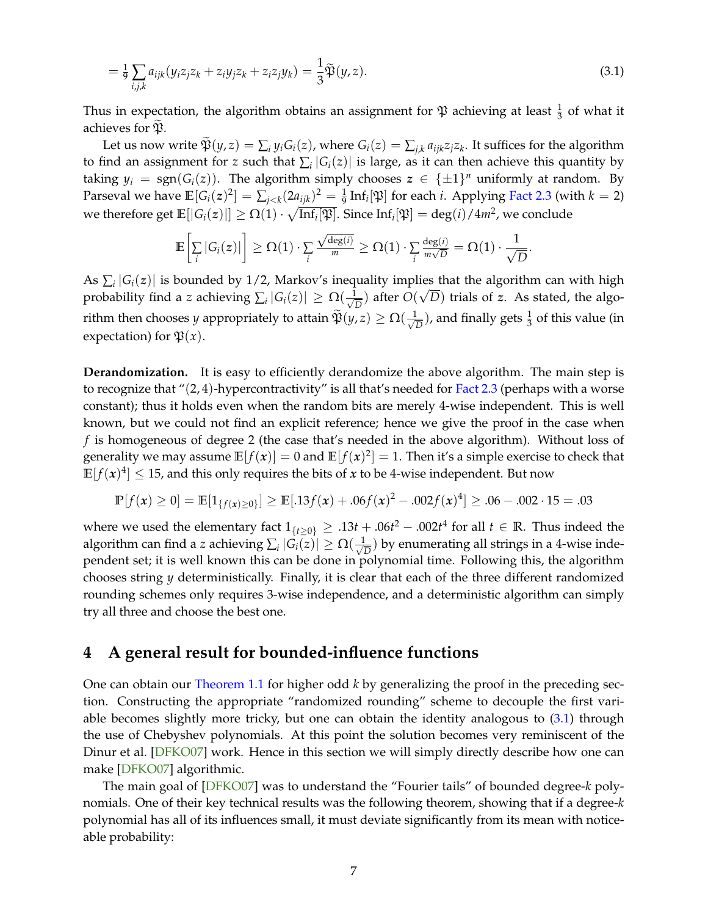$$= \tfrac{1}{9}\sum_{i,j,k} a_{ijk}(y_i z_j z_k + z_i y_j z_k + z_i z_j y_k) = \frac{1}{3}\widetilde{\mathfrak{P}}(y,z). \tag{3.1}$$

Thus in expectation, the algorithm obtains an assignment for $\mathfrak{P}$ achieving at least $\frac{1}{3}$ of what it achieves for $\widetilde{\mathfrak{P}}$.

Let us now write $\widetilde{\mathfrak{P}}(y,z) = \sum_i y_i G_i(z)$, where $G_i(z) = \sum_{j,k} a_{ijk} z_j z_k$. It suffices for the algorithm to find an assignment for $z$ such that $\sum_i |G_i(z)|$ is large, as it can then achieve this quantity by taking $y_i = \operatorname{sgn}(G_i(z))$. The algorithm simply chooses $\boldsymbol{z} \in \{\pm 1\}^n$ uniformly at random. By Parseval we have $\mathbb{E}[G_i(\boldsymbol{z})^2] = \sum_{j<k}(2a_{ijk})^2 = \frac{1}{9}\operatorname{Inf}_i[\mathfrak{P}]$ for each $i$. Applying Fact 2.3 (with $k=2$) we therefore get $\mathbb{E}[|G_i(\boldsymbol{z})|] \geq \Omega(1)\cdot\sqrt{\operatorname{Inf}_i[\mathfrak{P}]}$. Since $\operatorname{Inf}_i[\mathfrak{P}] = \deg(i)/4m^2$, we conclude

$$\mathbb{E}\left[\sum_i |G_i(\boldsymbol{z})|\right] \geq \Omega(1)\cdot\sum_i \frac{\sqrt{\deg(i)}}{m} \geq \Omega(1)\cdot\sum_i \frac{\deg(i)}{m\sqrt{D}} = \Omega(1)\cdot\frac{1}{\sqrt{D}}.$$

As $\sum_i |G_i(\boldsymbol{z})|$ is bounded by $1/2$, Markov's inequality implies that the algorithm can with high probability find a $z$ achieving $\sum_i |G_i(z)| \geq \Omega(\frac{1}{\sqrt{D}})$ after $O(\sqrt{D})$ trials of $\boldsymbol{z}$. As stated, the algorithm then chooses $y$ appropriately to attain $\widetilde{\mathfrak{P}}(y,z) \geq \Omega(\frac{1}{\sqrt{D}})$, and finally gets $\frac{1}{3}$ of this value (in expectation) for $\mathfrak{P}(x)$.

**Derandomization.** It is easy to efficiently derandomize the above algorithm. The main step is to recognize that "$(2,4)$-hypercontractivity" is all that's needed for Fact 2.3 (perhaps with a worse constant); thus it holds even when the random bits are merely 4-wise independent. This is well known, but we could not find an explicit reference; hence we give the proof in the case when $f$ is homogeneous of degree 2 (the case that's needed in the above algorithm). Without loss of generality we may assume $\mathbb{E}[f(\boldsymbol{x})] = 0$ and $\mathbb{E}[f(\boldsymbol{x})^2] = 1$. Then it's a simple exercise to check that $\mathbb{E}[f(\boldsymbol{x})^4] \leq 15$, and this only requires the bits of $\boldsymbol{x}$ to be 4-wise independent. But now

$$\mathbb{P}[f(\boldsymbol{x}) \geq 0] = \mathbb{E}[1_{\{f(\boldsymbol{x})\geq 0\}}] \geq \mathbb{E}[.13f(\boldsymbol{x}) + .06f(\boldsymbol{x})^2 - .002f(\boldsymbol{x})^4] \geq .06 - .002\cdot 15 = .03$$

where we used the elementary fact $1_{\{t\geq 0\}} \geq .13t + .06t^2 - .002t^4$ for all $t \in \mathbb{R}$. Thus indeed the algorithm can find a $z$ achieving $\sum_i |G_i(z)| \geq \Omega(\frac{1}{\sqrt{D}})$ by enumerating all strings in a 4-wise independent set; it is well known this can be done in polynomial time. Following this, the algorithm chooses string $y$ deterministically. Finally, it is clear that each of the three different randomized rounding schemes only requires 3-wise independence, and a deterministic algorithm can simply try all three and choose the best one.

## 4 A general result for bounded-influence functions

One can obtain our Theorem 1.1 for higher odd $k$ by generalizing the proof in the preceding section. Constructing the appropriate "randomized rounding" scheme to decouple the first variable becomes slightly more tricky, but one can obtain the identity analogous to (3.1) through the use of Chebyshev polynomials. At this point the solution becomes very reminiscent of the Dinur et al. [DFKO07] work. Hence in this section we will simply directly describe how one can make [DFKO07] algorithmic.

The main goal of [DFKO07] was to understand the "Fourier tails" of bounded degree-$k$ polynomials. One of their key technical results was the following theorem, showing that if a degree-$k$ polynomial has all of its influences small, it must deviate significantly from its mean with noticeable probability: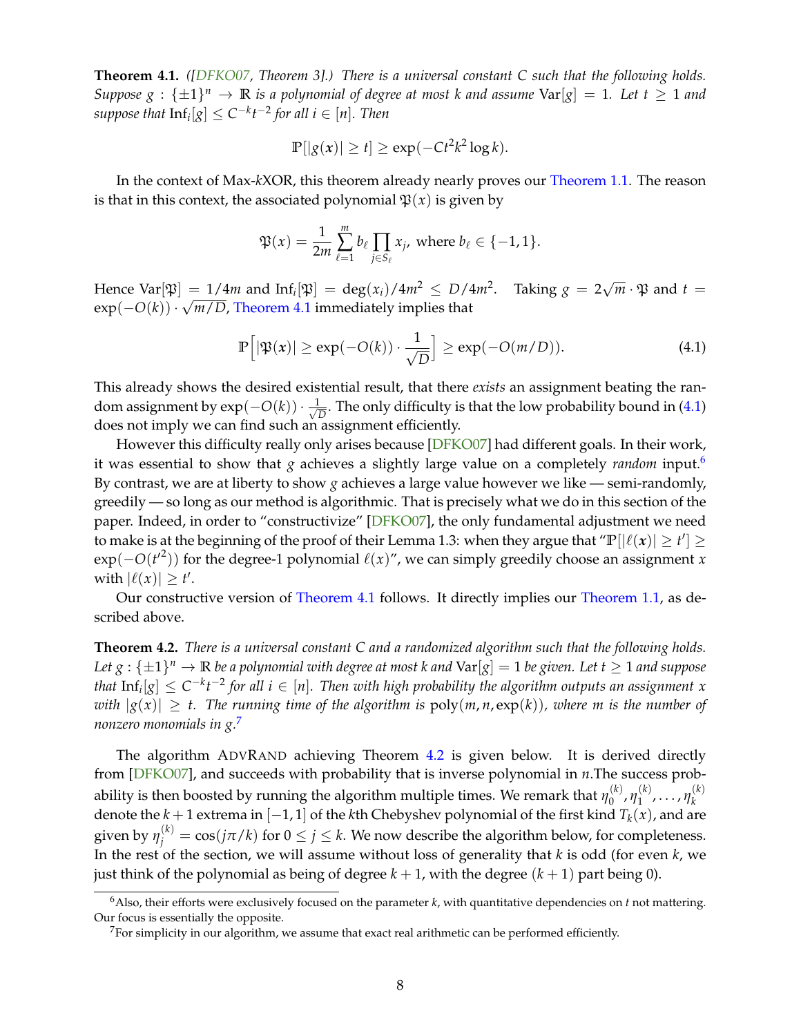**Theorem 4.1.** *([DFKO07, Theorem 3].) There is a universal constant $C$ such that the following holds. Suppose $g : \{\pm 1\}^n \to \mathbb{R}$ is a polynomial of degree at most $k$ and assume $\mathrm{Var}[g] = 1$. Let $t \geq 1$ and suppose that $\mathrm{Inf}_i[g] \leq C^{-k}t^{-2}$ for all $i \in [n]$. Then*

$$\mathbb{P}[|g(\boldsymbol{x})| \geq t] \geq \exp(-Ct^2k^2 \log k).$$

In the context of Max-$k$XOR, this theorem already nearly proves our Theorem 1.1. The reason is that in this context, the associated polynomial $\mathfrak{P}(x)$ is given by

$$\mathfrak{P}(x) = \frac{1}{2m}\sum_{\ell=1}^{m} b_\ell \prod_{j \in S_\ell} x_j, \text{ where } b_\ell \in \{-1, 1\}.$$

Hence $\mathrm{Var}[\mathfrak{P}] = 1/4m$ and $\mathrm{Inf}_i[\mathfrak{P}] = \deg(x_i)/4m^2 \leq D/4m^2$. Taking $g = 2\sqrt{m} \cdot \mathfrak{P}$ and $t = \exp(-O(k)) \cdot \sqrt{m/D}$, Theorem 4.1 immediately implies that

$$\mathbb{P}\left[|\mathfrak{P}(\boldsymbol{x})| \geq \exp(-O(k)) \cdot \frac{1}{\sqrt{D}}\right] \geq \exp(-O(m/D)). \tag{4.1}$$

This already shows the desired existential result, that there *exists* an assignment beating the random assignment by $\exp(-O(k)) \cdot \frac{1}{\sqrt{D}}$. The only difficulty is that the low probability bound in (4.1) does not imply we can find such an assignment efficiently.

However this difficulty really only arises because [DFKO07] had different goals. In their work, it was essential to show that $g$ achieves a slightly large value on a completely *random* input.[6] By contrast, we are at liberty to show $g$ achieves a large value however we like — semi-randomly, greedily — so long as our method is algorithmic. That is precisely what we do in this section of the paper. Indeed, in order to "constructivize" [DFKO07], the only fundamental adjustment we need to make is at the beginning of the proof of their Lemma 1.3: when they argue that "$\mathbb{P}[|\ell(\boldsymbol{x})| \geq t'] \geq \exp(-O(t'^2))$ for the degree-1 polynomial $\ell(x)$", we can simply greedily choose an assignment $x$ with $|\ell(x)| \geq t'$.

Our constructive version of Theorem 4.1 follows. It directly implies our Theorem 1.1, as described above.

**Theorem 4.2.** *There is a universal constant $C$ and a randomized algorithm such that the following holds. Let $g : \{\pm 1\}^n \to \mathbb{R}$ be a polynomial with degree at most $k$ and $\mathrm{Var}[g] = 1$ be given. Let $t \geq 1$ and suppose that $\mathrm{Inf}_i[g] \leq C^{-k}t^{-2}$ for all $i \in [n]$. Then with high probability the algorithm outputs an assignment $x$ with $|g(x)| \geq t$. The running time of the algorithm is $\mathrm{poly}(m, n, \exp(k))$, where $m$ is the number of nonzero monomials in $g$.*[7]

The algorithm AdvRand achieving Theorem 4.2 is given below. It is derived directly from [DFKO07], and succeeds with probability that is inverse polynomial in $n$.The success probability is then boosted by running the algorithm multiple times. We remark that $\eta_0^{(k)}, \eta_1^{(k)}, \ldots, \eta_k^{(k)}$ denote the $k+1$ extrema in $[-1, 1]$ of the $k$th Chebyshev polynomial of the first kind $T_k(x)$, and are given by $\eta_j^{(k)} = \cos(j\pi/k)$ for $0 \leq j \leq k$. We now describe the algorithm below, for completeness. In the rest of the section, we will assume without loss of generality that $k$ is odd (for even $k$, we just think of the polynomial as being of degree $k+1$, with the degree $(k+1)$ part being 0).

---

[6] Also, their efforts were exclusively focused on the parameter $k$, with quantitative dependencies on $t$ not mattering. Our focus is essentially the opposite.

[7] For simplicity in our algorithm, we assume that exact real arithmetic can be performed efficiently.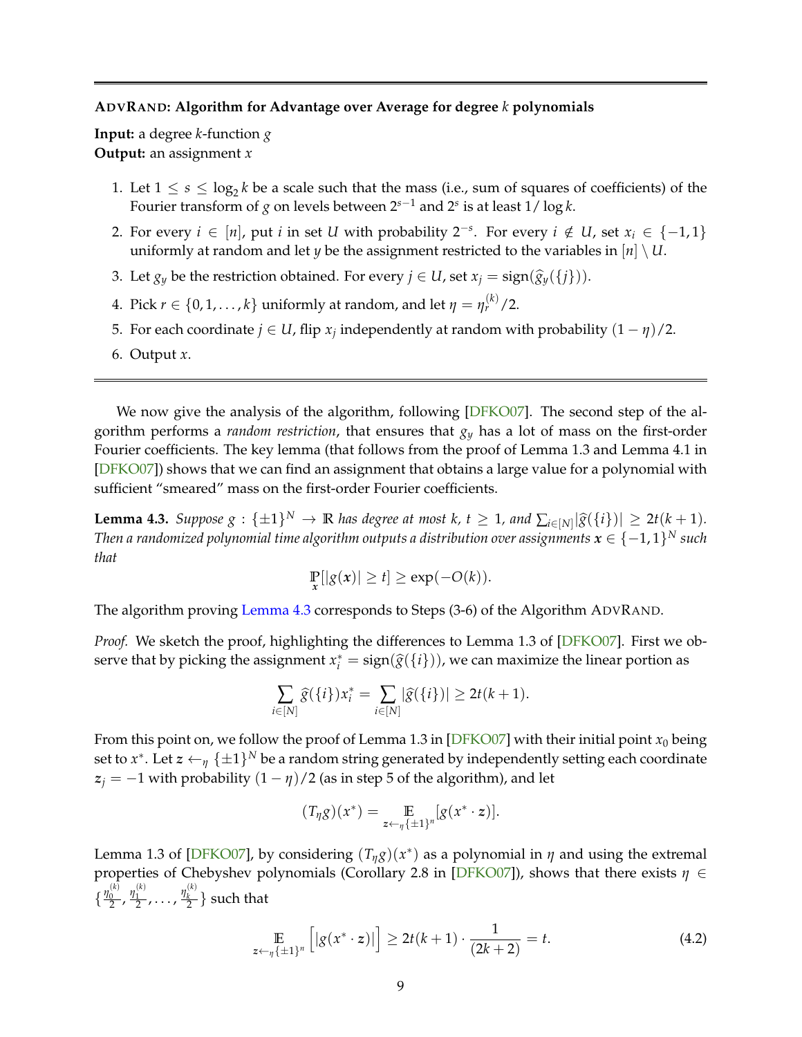**AdvRand: Algorithm for Advantage over Average for degree $k$ polynomials**

**Input:** a degree $k$-function $g$
**Output:** an assignment $x$

1. Let $1 \leq s \leq \log_2 k$ be a scale such that the mass (i.e., sum of squares of coefficients) of the Fourier transform of $g$ on levels between $2^{s-1}$ and $2^s$ is at least $1/\log k$.
2. For every $i \in [n]$, put $i$ in set $U$ with probability $2^{-s}$. For every $i \notin U$, set $x_i \in \{-1, 1\}$ uniformly at random and let $y$ be the assignment restricted to the variables in $[n] \setminus U$.
3. Let $g_y$ be the restriction obtained. For every $j \in U$, set $x_j = \text{sign}(\widehat{g}_y(\{j\}))$.
4. Pick $r \in \{0, 1, \ldots, k\}$ uniformly at random, and let $\eta = \eta_r^{(k)}/2$.
5. For each coordinate $j \in U$, flip $x_j$ independently at random with probability $(1-\eta)/2$.
6. Output $x$.

We now give the analysis of the algorithm, following [DFKO07]. The second step of the algorithm performs a *random restriction*, that ensures that $g_y$ has a lot of mass on the first-order Fourier coefficients. The key lemma (that follows from the proof of Lemma 1.3 and Lemma 4.1 in [DFKO07]) shows that we can find an assignment that obtains a large value for a polynomial with sufficient "smeared" mass on the first-order Fourier coefficients.

**Lemma 4.3.** *Suppose $g : \{\pm 1\}^N \to \mathbb{R}$ has degree at most $k$, $t \geq 1$, and $\sum_{i \in [N]} |\widehat{g}(\{i\})| \geq 2t(k+1)$. Then a randomized polynomial time algorithm outputs a distribution over assignments $\boldsymbol{x} \in \{-1, 1\}^N$ such that*

$$\mathop{\mathbb{P}}_{\boldsymbol{x}}[|g(\boldsymbol{x})| \geq t] \geq \exp(-O(k)).$$

The algorithm proving Lemma 4.3 corresponds to Steps (3-6) of the Algorithm AdvRand.

*Proof.* We sketch the proof, highlighting the differences to Lemma 1.3 of [DFKO07]. First we observe that by picking the assignment $x_i^* = \text{sign}(\widehat{g}(\{i\}))$, we can maximize the linear portion as

$$\sum_{i \in [N]} \widehat{g}(\{i\}) x_i^* = \sum_{i \in [N]} |\widehat{g}(\{i\})| \geq 2t(k+1).$$

From this point on, we follow the proof of Lemma 1.3 in [DFKO07] with their initial point $x_0$ being set to $x^*$. Let $\boldsymbol{z} \leftarrow_\eta \{\pm 1\}^N$ be a random string generated by independently setting each coordinate $\boldsymbol{z}_j = -1$ with probability $(1-\eta)/2$ (as in step 5 of the algorithm), and let

$$(T_\eta g)(x^*) = \mathop{\mathbb{E}}_{\boldsymbol{z} \leftarrow_\eta \{\pm 1\}^n}[g(x^* \cdot \boldsymbol{z})].$$

Lemma 1.3 of [DFKO07], by considering $(T_\eta g)(x^*)$ as a polynomial in $\eta$ and using the extremal properties of Chebyshev polynomials (Corollary 2.8 in [DFKO07]), shows that there exists $\eta \in \{\frac{\eta_0^{(k)}}{2}, \frac{\eta_1^{(k)}}{2}, \ldots, \frac{\eta_k^{(k)}}{2}\}$ such that

$$\mathop{\mathbb{E}}_{\boldsymbol{z} \leftarrow_\eta \{\pm 1\}^n}\Big[|g(x^* \cdot \boldsymbol{z})|\Big] \geq 2t(k+1) \cdot \frac{1}{(2k+2)} = t. \tag{4.2}$$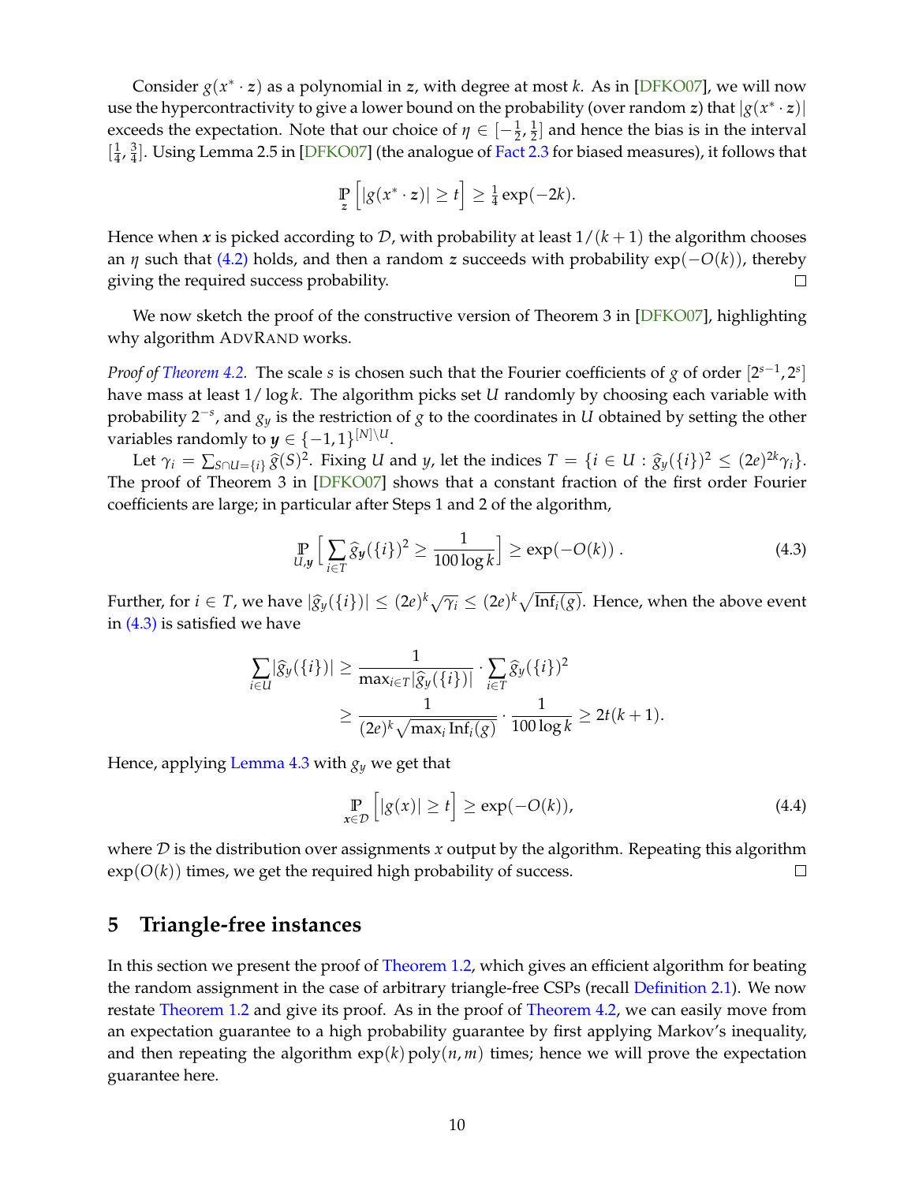Consider $g(x^* \cdot z)$ as a polynomial in $z$, with degree at most $k$. As in [DFKO07], we will now use the hypercontractivity to give a lower bound on the probability (over random $z$) that $|g(x^* \cdot z)|$ exceeds the expectation. Note that our choice of $\eta \in [-\frac{1}{2}, \frac{1}{2}]$ and hence the bias is in the interval $[\frac{1}{4}, \frac{3}{4}]$. Using Lemma 2.5 in [DFKO07] (the analogue of Fact 2.3 for biased measures), it follows that

$$\mathop{\mathbb{P}}_{z}\left[|g(x^* \cdot z)| \geq t\right] \geq \tfrac{1}{4}\exp(-2k).$$

Hence when $x$ is picked according to $\mathcal{D}$, with probability at least $1/(k+1)$ the algorithm chooses an $\eta$ such that (4.2) holds, and then a random $z$ succeeds with probability $\exp(-O(k))$, thereby giving the required success probability. $\square$

We now sketch the proof of the constructive version of Theorem 3 in [DFKO07], highlighting why algorithm ADVRAND works.

*Proof of Theorem 4.2.* The scale $s$ is chosen such that the Fourier coefficients of $g$ of order $[2^{s-1}, 2^s]$ have mass at least $1/\log k$. The algorithm picks set $U$ randomly by choosing each variable with probability $2^{-s}$, and $g_y$ is the restriction of $g$ to the coordinates in $U$ obtained by setting the other variables randomly to $y \in \{-1,1\}^{[N]\setminus U}$.

Let $\gamma_i = \sum_{S \cap U = \{i\}} \widehat{g}(S)^2$. Fixing $U$ and $y$, let the indices $T = \{i \in U : \widehat{g}_y(\{i\})^2 \leq (2e)^{2k}\gamma_i\}$. The proof of Theorem 3 in [DFKO07] shows that a constant fraction of the first order Fourier coefficients are large; in particular after Steps 1 and 2 of the algorithm,

$$\mathop{\mathbb{P}}_{U,y}\left[\sum_{i \in T} \widehat{g}_y(\{i\})^2 \geq \frac{1}{100 \log k}\right] \geq \exp(-O(k))\ . \tag{4.3}$$

Further, for $i \in T$, we have $|\widehat{g}_y(\{i\})| \leq (2e)^k \sqrt{\gamma_i} \leq (2e)^k \sqrt{\mathrm{Inf}_i(g)}$. Hence, when the above event in (4.3) is satisfied we have

$$\begin{aligned}
\sum_{i \in U} |\widehat{g}_y(\{i\})| &\geq \frac{1}{\max_{i \in T} |\widehat{g}_y(\{i\})|} \cdot \sum_{i \in T} \widehat{g}_y(\{i\})^2 \\
&\geq \frac{1}{(2e)^k \sqrt{\max_i \mathrm{Inf}_i(g)}} \cdot \frac{1}{100 \log k} \geq 2t(k+1).
\end{aligned}$$

Hence, applying Lemma 4.3 with $g_y$ we get that

$$\mathop{\mathbb{P}}_{x \in \mathcal{D}}\left[|g(x)| \geq t\right] \geq \exp(-O(k)), \tag{4.4}$$

where $\mathcal{D}$ is the distribution over assignments $x$ output by the algorithm. Repeating this algorithm $\exp(O(k))$ times, we get the required high probability of success. $\square$

## 5 Triangle-free instances

In this section we present the proof of Theorem 1.2, which gives an efficient algorithm for beating the random assignment in the case of arbitrary triangle-free CSPs (recall Definition 2.1). We now restate Theorem 1.2 and give its proof. As in the proof of Theorem 4.2, we can easily move from an expectation guarantee to a high probability guarantee by first applying Markov's inequality, and then repeating the algorithm $\exp(k)\,\mathrm{poly}(n, m)$ times; hence we will prove the expectation guarantee here.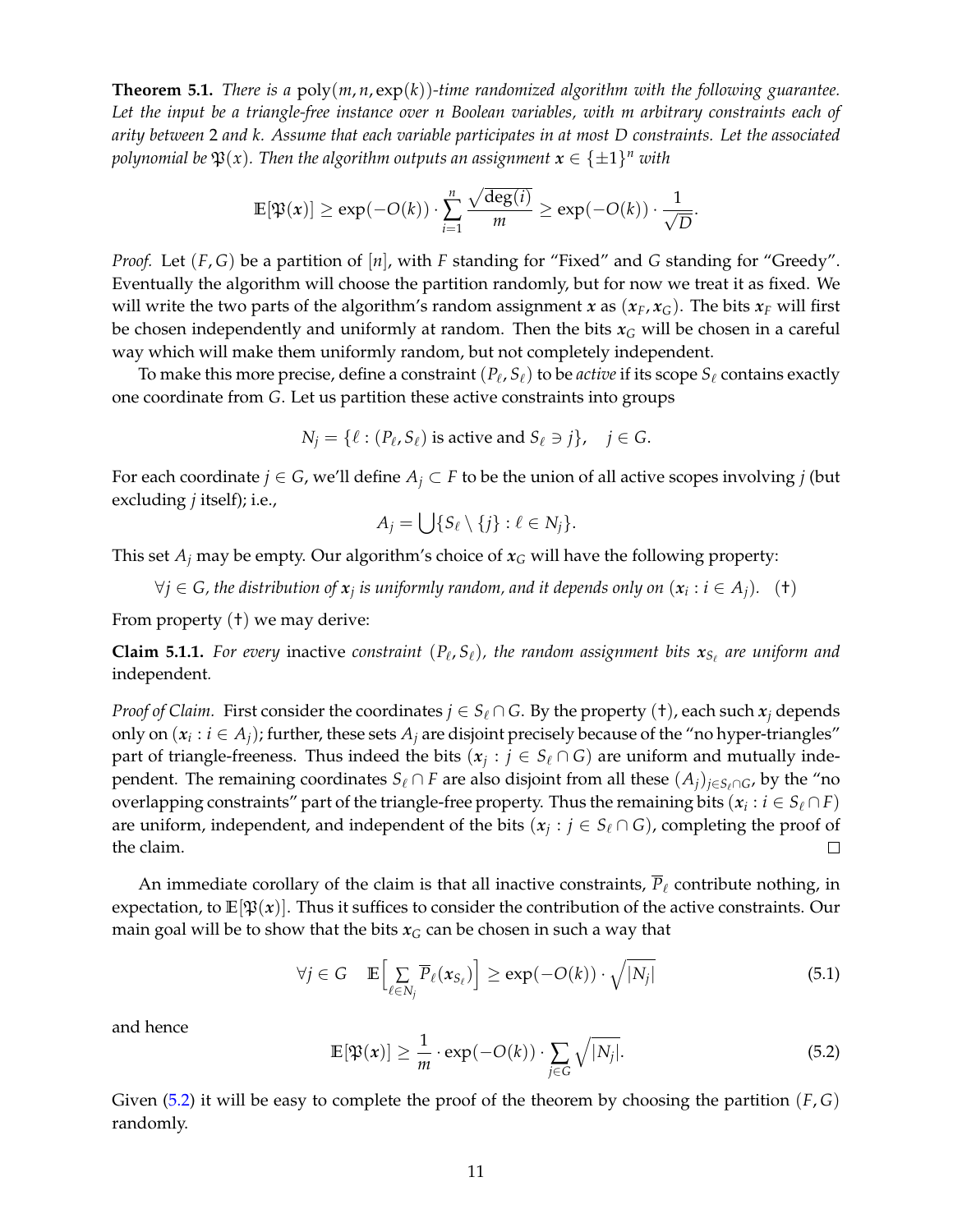**Theorem 5.1.** *There is a* $\mathrm{poly}(m, n, \exp(k))$*-time randomized algorithm with the following guarantee. Let the input be a triangle-free instance over n Boolean variables, with m arbitrary constraints each of arity between 2 and k. Assume that each variable participates in at most D constraints. Let the associated polynomial be* $\mathfrak{P}(x)$*. Then the algorithm outputs an assignment* $\boldsymbol{x} \in \{\pm 1\}^n$ *with*

$$\mathbb{E}[\mathfrak{P}(\boldsymbol{x})] \geq \exp(-O(k)) \cdot \sum_{i=1}^{n} \frac{\sqrt{\deg(i)}}{m} \geq \exp(-O(k)) \cdot \frac{1}{\sqrt{D}}.$$

*Proof.* Let $(F, G)$ be a partition of $[n]$, with $F$ standing for "Fixed" and $G$ standing for "Greedy". Eventually the algorithm will choose the partition randomly, but for now we treat it as fixed. We will write the two parts of the algorithm's random assignment $\boldsymbol{x}$ as $(\boldsymbol{x}_F, \boldsymbol{x}_G)$. The bits $\boldsymbol{x}_F$ will first be chosen independently and uniformly at random. Then the bits $\boldsymbol{x}_G$ will be chosen in a careful way which will make them uniformly random, but not completely independent.

To make this more precise, define a constraint $(P_\ell, S_\ell)$ to be *active* if its scope $S_\ell$ contains exactly one coordinate from $G$. Let us partition these active constraints into groups

$$N_j = \{\ell : (P_\ell, S_\ell) \text{ is active and } S_\ell \ni j\}, \quad j \in G.$$

For each coordinate $j \in G$, we'll define $A_j \subset F$ to be the union of all active scopes involving $j$ (but excluding $j$ itself); i.e.,

$$A_j = \bigcup \{S_\ell \setminus \{j\} : \ell \in N_j\}.$$

This set $A_j$ may be empty. Our algorithm's choice of $\boldsymbol{x}_G$ will have the following property:

$\forall j \in G$, *the distribution of* $\boldsymbol{x}_j$ *is uniformly random, and it depends only on* $(\boldsymbol{x}_i : i \in A_j)$. (†)

From property (†) we may derive:

**Claim 5.1.1.** *For every* inactive *constraint* $(P_\ell, S_\ell)$*, the random assignment bits* $\boldsymbol{x}_{S_\ell}$ *are uniform and* independent.

*Proof of Claim.* First consider the coordinates $j \in S_\ell \cap G$. By the property (†), each such $\boldsymbol{x}_j$ depends only on $(\boldsymbol{x}_i : i \in A_j)$; further, these sets $A_j$ are disjoint precisely because of the "no hyper-triangles" part of triangle-freeness. Thus indeed the bits $(\boldsymbol{x}_j : j \in S_\ell \cap G)$ are uniform and mutually independent. The remaining coordinates $S_\ell \cap F$ are also disjoint from all these $(A_j)_{j \in S_\ell \cap G}$, by the "no overlapping constraints" part of the triangle-free property. Thus the remaining bits $(\boldsymbol{x}_i : i \in S_\ell \cap F)$ are uniform, independent, and independent of the bits $(\boldsymbol{x}_j : j \in S_\ell \cap G)$, completing the proof of the claim. □

An immediate corollary of the claim is that all inactive constraints, $\overline{P}_\ell$ contribute nothing, in expectation, to $\mathbb{E}[\mathfrak{P}(\boldsymbol{x})]$. Thus it suffices to consider the contribution of the active constraints. Our main goal will be to show that the bits $\boldsymbol{x}_G$ can be chosen in such a way that

$$\forall j \in G \quad \mathbb{E}\Big[\sum_{\ell \in N_j} \overline{P}_\ell(\boldsymbol{x}_{S_\ell})\Big] \geq \exp(-O(k)) \cdot \sqrt{|N_j|} \tag{5.1}$$

and hence

$$\mathbb{E}[\mathfrak{P}(\boldsymbol{x})] \geq \frac{1}{m} \cdot \exp(-O(k)) \cdot \sum_{j \in G} \sqrt{|N_j|}. \tag{5.2}$$

Given (5.2) it will be easy to complete the proof of the theorem by choosing the partition $(F, G)$ randomly.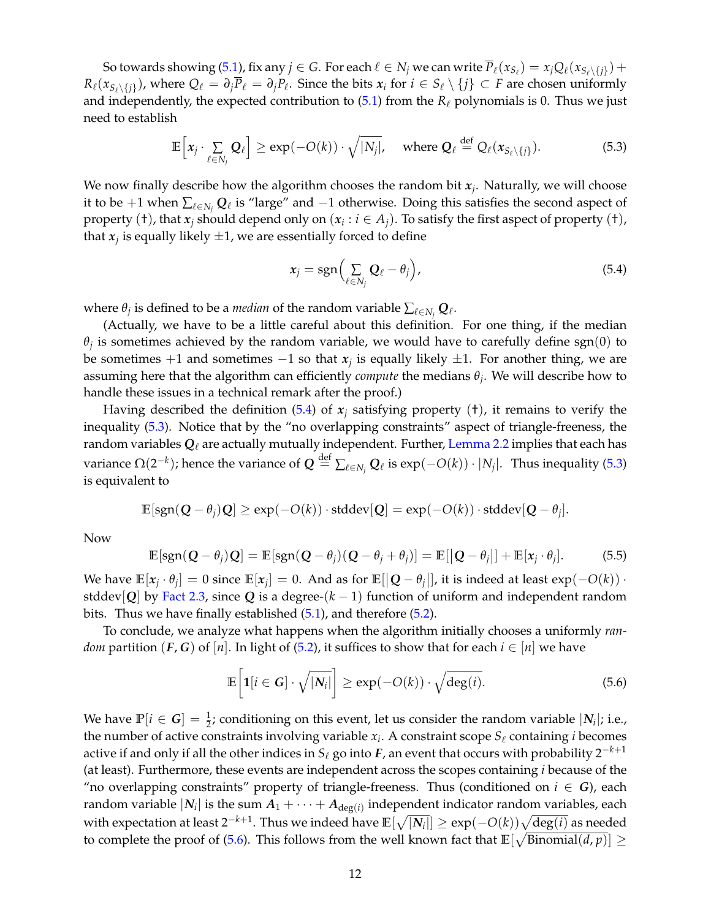So towards showing (5.1), fix any $j \in G$. For each $\ell \in N_j$ we can write $\overline{P}_\ell(x_{S_\ell}) = x_j Q_\ell(x_{S_\ell \setminus \{j\}}) + R_\ell(x_{S_\ell \setminus \{j\}})$, where $Q_\ell = \partial_j \overline{P}_\ell = \partial_j P_\ell$. Since the bits $\boldsymbol{x}_i$ for $i \in S_\ell \setminus \{j\} \subset F$ are chosen uniformly and independently, the expected contribution to (5.1) from the $R_\ell$ polynomials is 0. Thus we just need to establish

$$\mathbb{E}\Big[\boldsymbol{x}_j \cdot \sum_{\ell \in N_j} \boldsymbol{Q}_\ell\Big] \geq \exp(-O(k)) \cdot \sqrt{|N_j|}, \quad \text{where } \boldsymbol{Q}_\ell \stackrel{\text{def}}{=} Q_\ell(\boldsymbol{x}_{S_\ell \setminus \{j\}}). \tag{5.3}$$

We now finally describe how the algorithm chooses the random bit $\boldsymbol{x}_j$. Naturally, we will choose it to be $+1$ when $\sum_{\ell \in N_j} \boldsymbol{Q}_\ell$ is "large" and $-1$ otherwise. Doing this satisfies the second aspect of property (†), that $\boldsymbol{x}_j$ should depend only on $(\boldsymbol{x}_i : i \in A_j)$. To satisfy the first aspect of property (†), that $\boldsymbol{x}_j$ is equally likely $\pm 1$, we are essentially forced to define

$$\boldsymbol{x}_j = \operatorname{sgn}\Big(\sum_{\ell \in N_j} \boldsymbol{Q}_\ell - \theta_j\Big), \tag{5.4}$$

where $\theta_j$ is defined to be a *median* of the random variable $\sum_{\ell \in N_j} \boldsymbol{Q}_\ell$.

(Actually, we have to be a little careful about this definition. For one thing, if the median $\theta_j$ is sometimes achieved by the random variable, we would have to carefully define $\operatorname{sgn}(0)$ to be sometimes $+1$ and sometimes $-1$ so that $\boldsymbol{x}_j$ is equally likely $\pm 1$. For another thing, we are assuming here that the algorithm can efficiently *compute* the medians $\theta_j$. We will describe how to handle these issues in a technical remark after the proof.)

Having described the definition (5.4) of $\boldsymbol{x}_j$ satisfying property (†), it remains to verify the inequality (5.3). Notice that by the "no overlapping constraints" aspect of triangle-freeness, the random variables $\boldsymbol{Q}_\ell$ are actually mutually independent. Further, Lemma 2.2 implies that each has variance $\Omega(2^{-k})$; hence the variance of $\boldsymbol{Q} \stackrel{\text{def}}{=} \sum_{\ell \in N_j} \boldsymbol{Q}_\ell$ is $\exp(-O(k)) \cdot |N_j|$. Thus inequality (5.3) is equivalent to

$$\mathbb{E}[\operatorname{sgn}(\boldsymbol{Q} - \theta_j)\boldsymbol{Q}] \geq \exp(-O(k)) \cdot \operatorname{stddev}[\boldsymbol{Q}] = \exp(-O(k)) \cdot \operatorname{stddev}[\boldsymbol{Q} - \theta_j].$$

Now

$$\mathbb{E}[\operatorname{sgn}(\boldsymbol{Q} - \theta_j)\boldsymbol{Q}] = \mathbb{E}[\operatorname{sgn}(\boldsymbol{Q} - \theta_j)(\boldsymbol{Q} - \theta_j + \theta_j)] = \mathbb{E}[|\boldsymbol{Q} - \theta_j|] + \mathbb{E}[\boldsymbol{x}_j \cdot \theta_j]. \tag{5.5}$$

We have $\mathbb{E}[\boldsymbol{x}_j \cdot \theta_j] = 0$ since $\mathbb{E}[\boldsymbol{x}_j] = 0$. And as for $\mathbb{E}[|\boldsymbol{Q} - \theta_j|]$, it is indeed at least $\exp(-O(k)) \cdot \operatorname{stddev}[\boldsymbol{Q}]$ by Fact 2.3, since $\boldsymbol{Q}$ is a degree-$(k-1)$ function of uniform and independent random bits. Thus we have finally established (5.1), and therefore (5.2).

To conclude, we analyze what happens when the algorithm initially chooses a uniformly *random* partition $(\boldsymbol{F}, \boldsymbol{G})$ of $[n]$. In light of (5.2), it suffices to show that for each $i \in [n]$ we have

$$\mathbb{E}\left[\mathbf{1}[i \in \boldsymbol{G}] \cdot \sqrt{|\boldsymbol{N}_i|}\right] \geq \exp(-O(k)) \cdot \sqrt{\deg(i)}. \tag{5.6}$$

We have $\mathbb{P}[i \in \boldsymbol{G}] = \frac{1}{2}$; conditioning on this event, let us consider the random variable $|\boldsymbol{N}_i|$; i.e., the number of active constraints involving variable $x_i$. A constraint scope $S_\ell$ containing $i$ becomes active if and only if all the other indices in $S_\ell$ go into $\boldsymbol{F}$, an event that occurs with probability $2^{-k+1}$ (at least). Furthermore, these events are independent across the scopes containing $i$ because of the "no overlapping constraints" property of triangle-freeness. Thus (conditioned on $i \in \boldsymbol{G}$), each random variable $|\boldsymbol{N}_i|$ is the sum $\boldsymbol{A}_1 + \cdots + \boldsymbol{A}_{\deg(i)}$ independent indicator random variables, each with expectation at least $2^{-k+1}$. Thus we indeed have $\mathbb{E}[\sqrt{|\boldsymbol{N}_i|}] \geq \exp(-O(k))\sqrt{\deg(i)}$ as needed to complete the proof of (5.6). This follows from the well known fact that $\mathbb{E}[\sqrt{\text{Binomial}(d, p)}] \geq$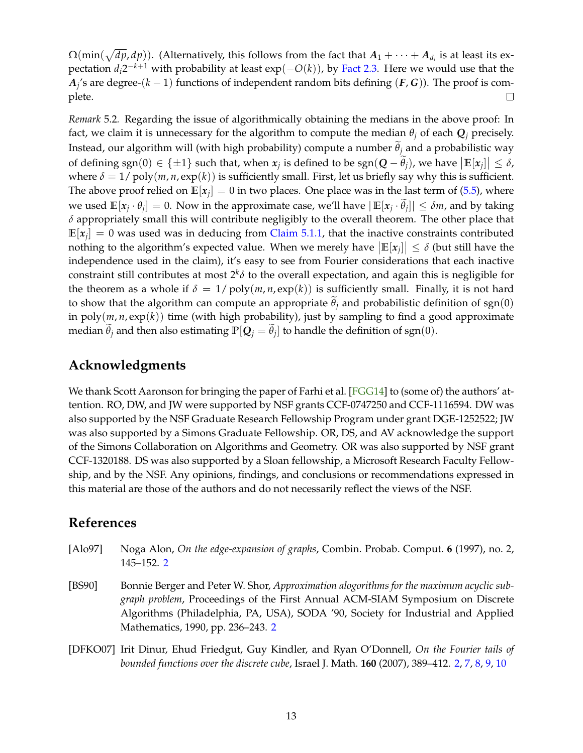$\Omega(\min(\sqrt{dp}, dp))$. (Alternatively, this follows from the fact that $\boldsymbol{A}_1 + \cdots + \boldsymbol{A}_{d_i}$ is at least its expectation $d_i 2^{-k+1}$ with probability at least $\exp(-O(k))$, by Fact 2.3. Here we would use that the $\boldsymbol{A}_j$'s are degree-$(k-1)$ functions of independent random bits defining $(\boldsymbol{F}, \boldsymbol{G})$). The proof is complete. □

*Remark* 5.2. Regarding the issue of algorithmically obtaining the medians in the above proof: In fact, we claim it is unnecessary for the algorithm to compute the median $\theta_j$ of each $\boldsymbol{Q}_j$ precisely. Instead, our algorithm will (with high probability) compute a number $\widetilde{\theta}_j$ and a probabilistic way of defining $\mathrm{sgn}(0) \in \{\pm 1\}$ such that, when $\boldsymbol{x}_j$ is defined to be $\mathrm{sgn}(\boldsymbol{Q} - \widetilde{\theta}_j)$, we have $|\mathbb{E}[\boldsymbol{x}_j]| \leq \delta$, where $\delta = 1/\mathrm{poly}(m, n, \exp(k))$ is sufficiently small. First, let us briefly say why this is sufficient. The above proof relied on $\mathbb{E}[\boldsymbol{x}_j] = 0$ in two places. One place was in the last term of (5.5), where we used $\mathbb{E}[\boldsymbol{x}_j \cdot \theta_j] = 0$. Now in the approximate case, we'll have $|\mathbb{E}[\boldsymbol{x}_j \cdot \widetilde{\theta}_j]| \leq \delta m$, and by taking $\delta$ appropriately small this will contribute negligibly to the overall theorem. The other place that $\mathbb{E}[\boldsymbol{x}_j] = 0$ was used was in deducing from Claim 5.1.1, that the inactive constraints contributed nothing to the algorithm's expected value. When we merely have $|\mathbb{E}[\boldsymbol{x}_j]| \leq \delta$ (but still have the independence used in the claim), it's easy to see from Fourier considerations that each inactive constraint still contributes at most $2^k \delta$ to the overall expectation, and again this is negligible for the theorem as a whole if $\delta = 1/\mathrm{poly}(m, n, \exp(k))$ is sufficiently small. Finally, it is not hard to show that the algorithm can compute an appropriate $\widetilde{\theta}_j$ and probabilistic definition of $\mathrm{sgn}(0)$ in $\mathrm{poly}(m, n, \exp(k))$ time (with high probability), just by sampling to find a good approximate median $\widetilde{\theta}_j$ and then also estimating $\mathbb{P}[\boldsymbol{Q}_j = \widetilde{\theta}_j]$ to handle the definition of $\mathrm{sgn}(0)$.

## Acknowledgments

We thank Scott Aaronson for bringing the paper of Farhi et al. [FGG14] to (some of) the authors' attention. RO, DW, and JW were supported by NSF grants CCF-0747250 and CCF-1116594. DW was also supported by the NSF Graduate Research Fellowship Program under grant DGE-1252522; JW was also supported by a Simons Graduate Fellowship. OR, DS, and AV acknowledge the support of the Simons Collaboration on Algorithms and Geometry. OR was also supported by NSF grant CCF-1320188. DS was also supported by a Sloan fellowship, a Microsoft Research Faculty Fellowship, and by the NSF. Any opinions, findings, and conclusions or recommendations expressed in this material are those of the authors and do not necessarily reflect the views of the NSF.

## References

[Alo97] Noga Alon, *On the edge-expansion of graphs*, Combin. Probab. Comput. **6** (1997), no. 2, 145–152. 2

[BS90] Bonnie Berger and Peter W. Shor, *Approximation alogorithms for the maximum acyclic subgraph problem*, Proceedings of the First Annual ACM-SIAM Symposium on Discrete Algorithms (Philadelphia, PA, USA), SODA '90, Society for Industrial and Applied Mathematics, 1990, pp. 236–243. 2

[DFKO07] Irit Dinur, Ehud Friedgut, Guy Kindler, and Ryan O'Donnell, *On the Fourier tails of bounded functions over the discrete cube*, Israel J. Math. **160** (2007), 389–412. 2, 7, 8, 9, 10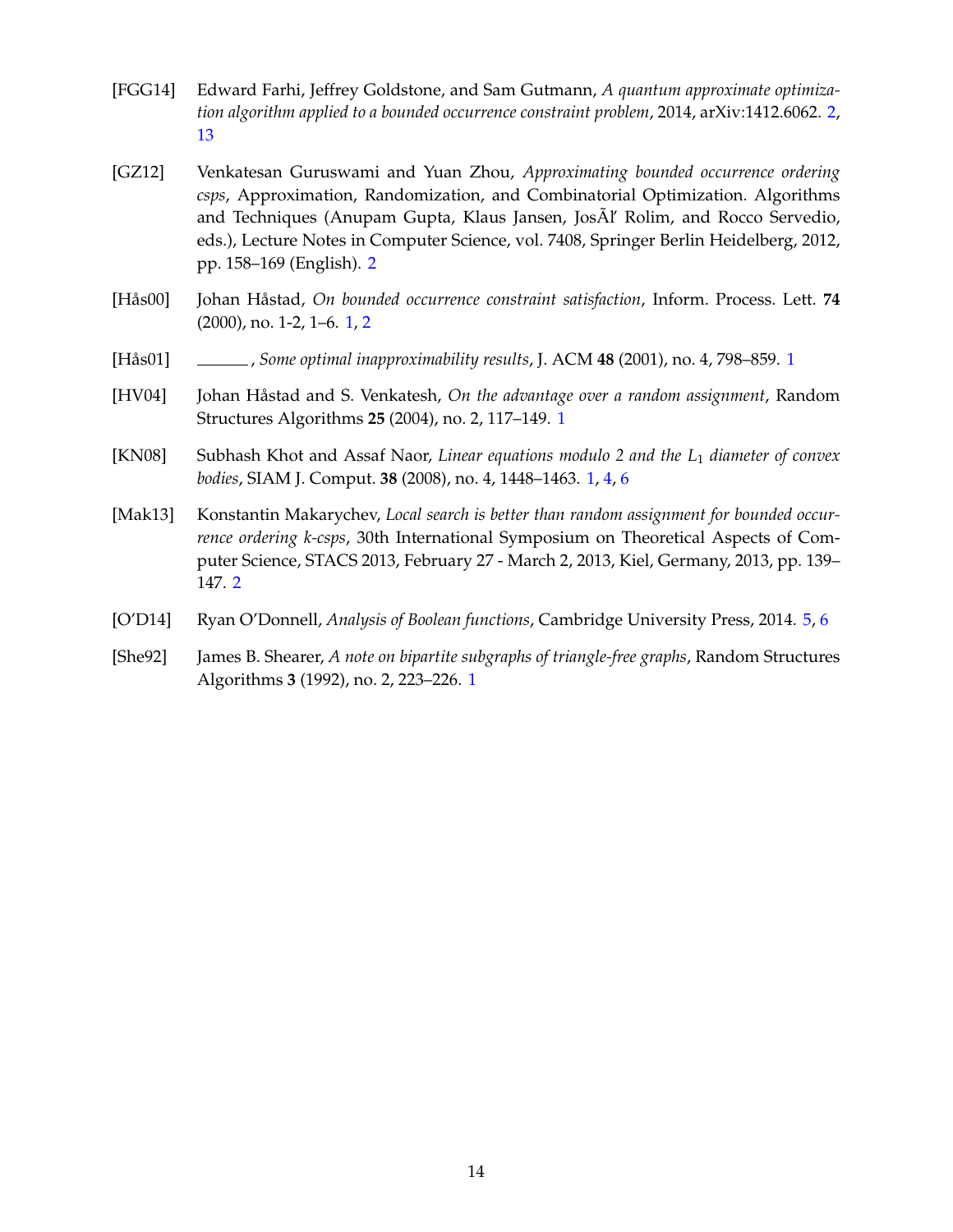[FGG14] Edward Farhi, Jeffrey Goldstone, and Sam Gutmann, *A quantum approximate optimization algorithm applied to a bounded occurrence constraint problem*, 2014, arXiv:1412.6062. 2, 13

[GZ12] Venkatesan Guruswami and Yuan Zhou, *Approximating bounded occurrence ordering csps*, Approximation, Randomization, and Combinatorial Optimization. Algorithms and Techniques (Anupam Gupta, Klaus Jansen, JosÃľ Rolim, and Rocco Servedio, eds.), Lecture Notes in Computer Science, vol. 7408, Springer Berlin Heidelberg, 2012, pp. 158–169 (English). 2

[Hås00] Johan Håstad, *On bounded occurrence constraint satisfaction*, Inform. Process. Lett. **74** (2000), no. 1-2, 1–6. 1, 2

[Hås01] ______, *Some optimal inapproximability results*, J. ACM **48** (2001), no. 4, 798–859. 1

[HV04] Johan Håstad and S. Venkatesh, *On the advantage over a random assignment*, Random Structures Algorithms **25** (2004), no. 2, 117–149. 1

[KN08] Subhash Khot and Assaf Naor, *Linear equations modulo 2 and the $L_1$ diameter of convex bodies*, SIAM J. Comput. **38** (2008), no. 4, 1448–1463. 1, 4, 6

[Mak13] Konstantin Makarychev, *Local search is better than random assignment for bounded occurrence ordering k-csps*, 30th International Symposium on Theoretical Aspects of Computer Science, STACS 2013, February 27 - March 2, 2013, Kiel, Germany, 2013, pp. 139–147. 2

[O'D14] Ryan O'Donnell, *Analysis of Boolean functions*, Cambridge University Press, 2014. 5, 6

[She92] James B. Shearer, *A note on bipartite subgraphs of triangle-free graphs*, Random Structures Algorithms **3** (1992), no. 2, 223–226. 1